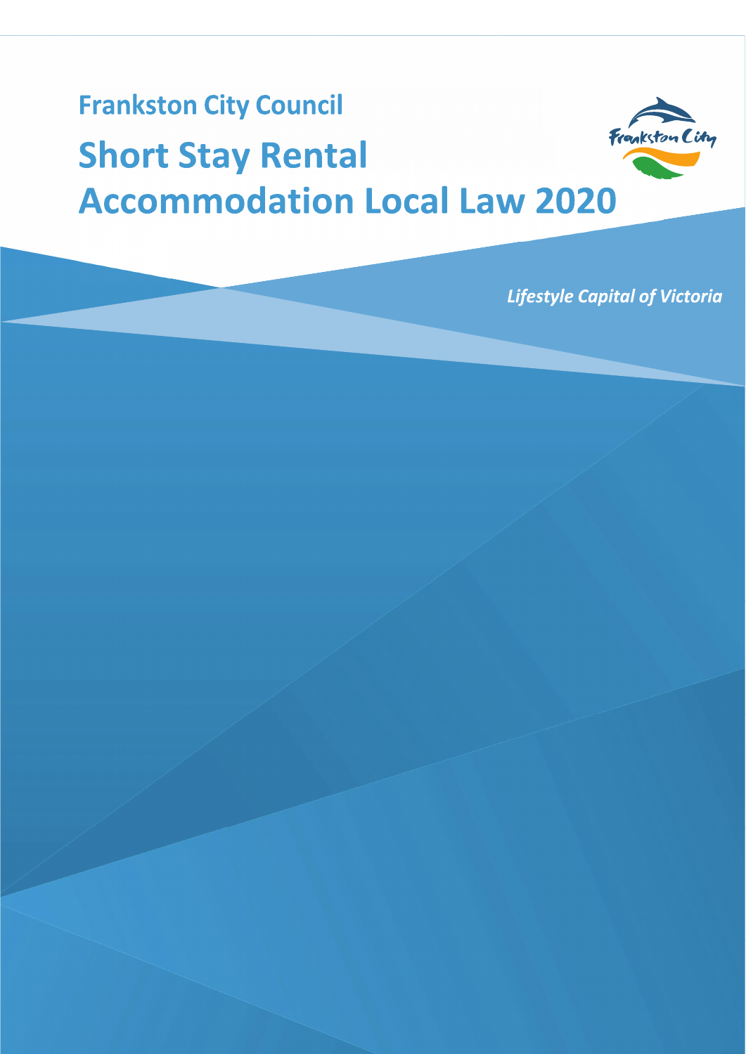## Frankston City Council

# Short Stay Rental Accommodation Local Law 2020

*Lifestyle Capital of Victoria*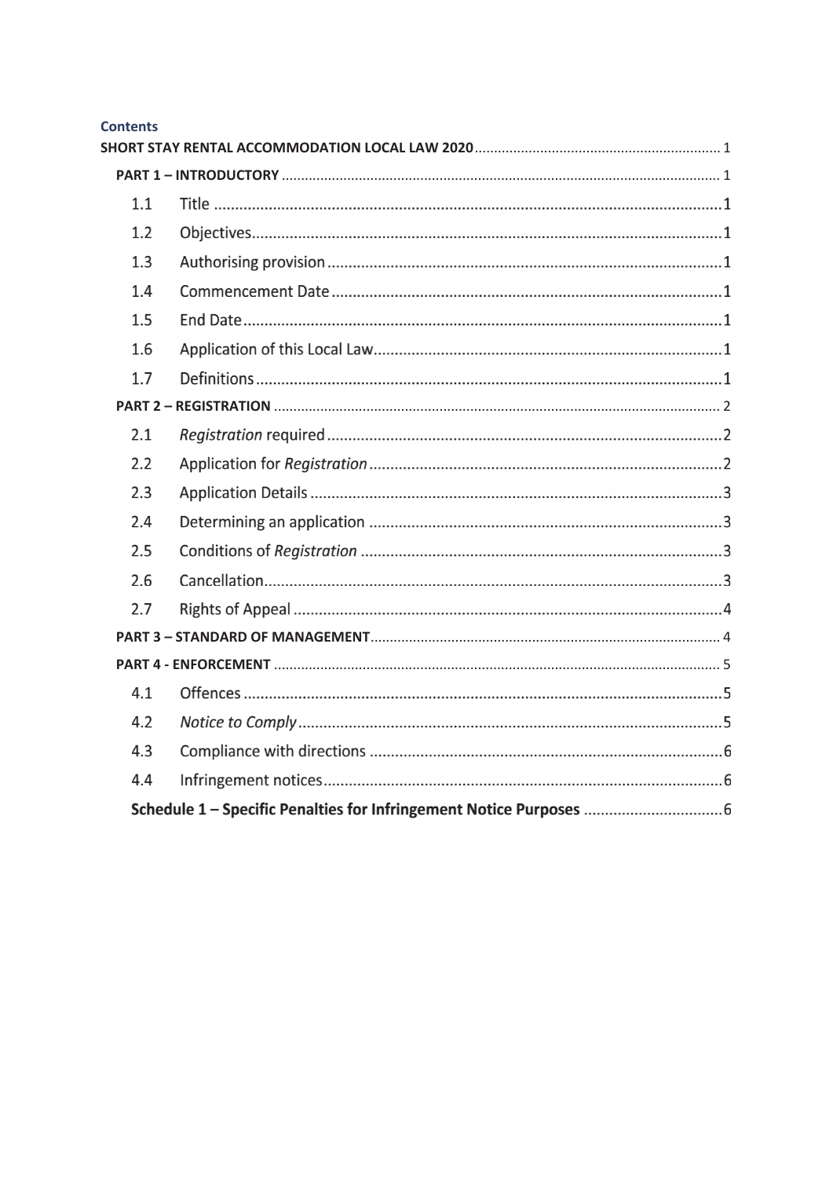## Contents

**SHORT STAY RENTAL ACCOMMODATION LOCAL LAW 2020** .......... 1

**PART 1 – INTRODUCTORY** .......... 1

- 1.1 Title .......... 1
- 1.2 Objectives .......... 1
- 1.3 Authorising provision .......... 1
- 1.4 Commencement Date .......... 1
- 1.5 End Date .......... 1
- 1.6 Application of this Local Law .......... 1
- 1.7 Definitions .......... 1

**PART 2 – REGISTRATION** .......... 2

- 2.1 *Registration* required .......... 2
- 2.2 Application for *Registration* .......... 2
- 2.3 Application Details .......... 3
- 2.4 Determining an application .......... 3
- 2.5 Conditions of *Registration* .......... 3
- 2.6 Cancellation .......... 3
- 2.7 Rights of Appeal .......... 4

**PART 3 – STANDARD OF MANAGEMENT** .......... 4

**PART 4 - ENFORCEMENT** .......... 5

- 4.1 Offences .......... 5
- 4.2 *Notice to Comply* .......... 5
- 4.3 Compliance with directions .......... 6
- 4.4 Infringement notices .......... 6

**Schedule 1 – Specific Penalties for Infringement Notice Purposes** .......... 6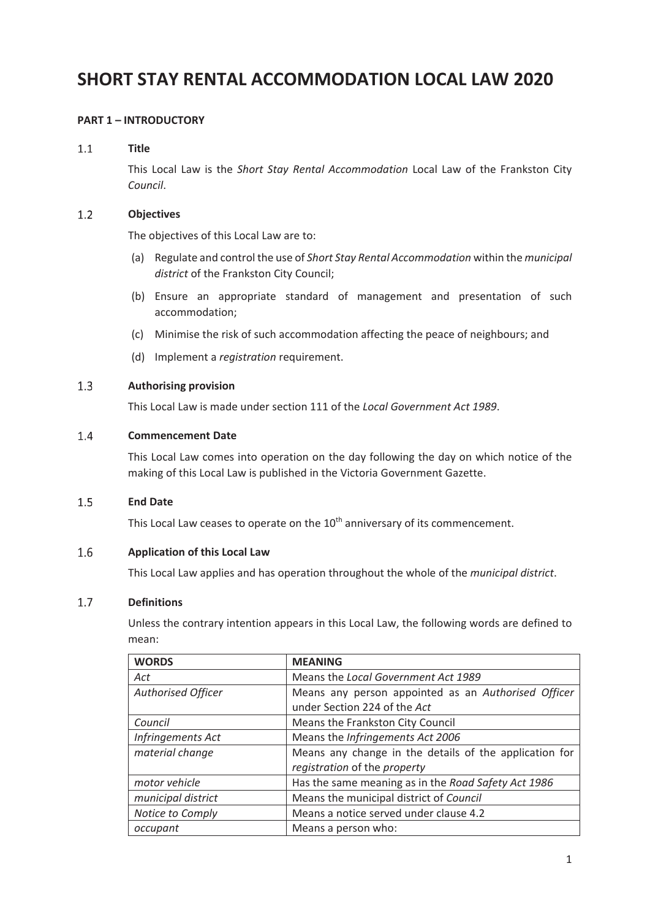# SHORT STAY RENTAL ACCOMMODATION LOCAL LAW 2020

**PART 1 – INTRODUCTORY**

### 1.1 Title

This Local Law is the *Short Stay Rental Accommodation* Local Law of the Frankston City *Council*.

### 1.2 Objectives

The objectives of this Local Law are to:

(a) Regulate and control the use of *Short Stay Rental Accommodation* within the *municipal district* of the Frankston City Council;

(b) Ensure an appropriate standard of management and presentation of such accommodation;

(c) Minimise the risk of such accommodation affecting the peace of neighbours; and

(d) Implement a *registration* requirement.

### 1.3 Authorising provision

This Local Law is made under section 111 of the *Local Government Act 1989*.

### 1.4 Commencement Date

This Local Law comes into operation on the day following the day on which notice of the making of this Local Law is published in the Victoria Government Gazette.

### 1.5 End Date

This Local Law ceases to operate on the 10th anniversary of its commencement.

### 1.6 Application of this Local Law

This Local Law applies and has operation throughout the whole of the *municipal district*.

### 1.7 Definitions

Unless the contrary intention appears in this Local Law, the following words are defined to mean:

| WORDS | MEANING |
|---|---|
| *Act* | Means the *Local Government Act 1989* |
| *Authorised Officer* | Means any person appointed as an *Authorised Officer* under Section 224 of the *Act* |
| *Council* | Means the Frankston City Council |
| *Infringements Act* | Means the *Infringements Act 2006* |
| *material change* | Means any change in the details of the application for *registration* of the *property* |
| *motor vehicle* | Has the same meaning as in the *Road Safety Act 1986* |
| *municipal district* | Means the municipal district of *Council* |
| *Notice to Comply* | Means a notice served under clause 4.2 |
| *occupant* | Means a person who: |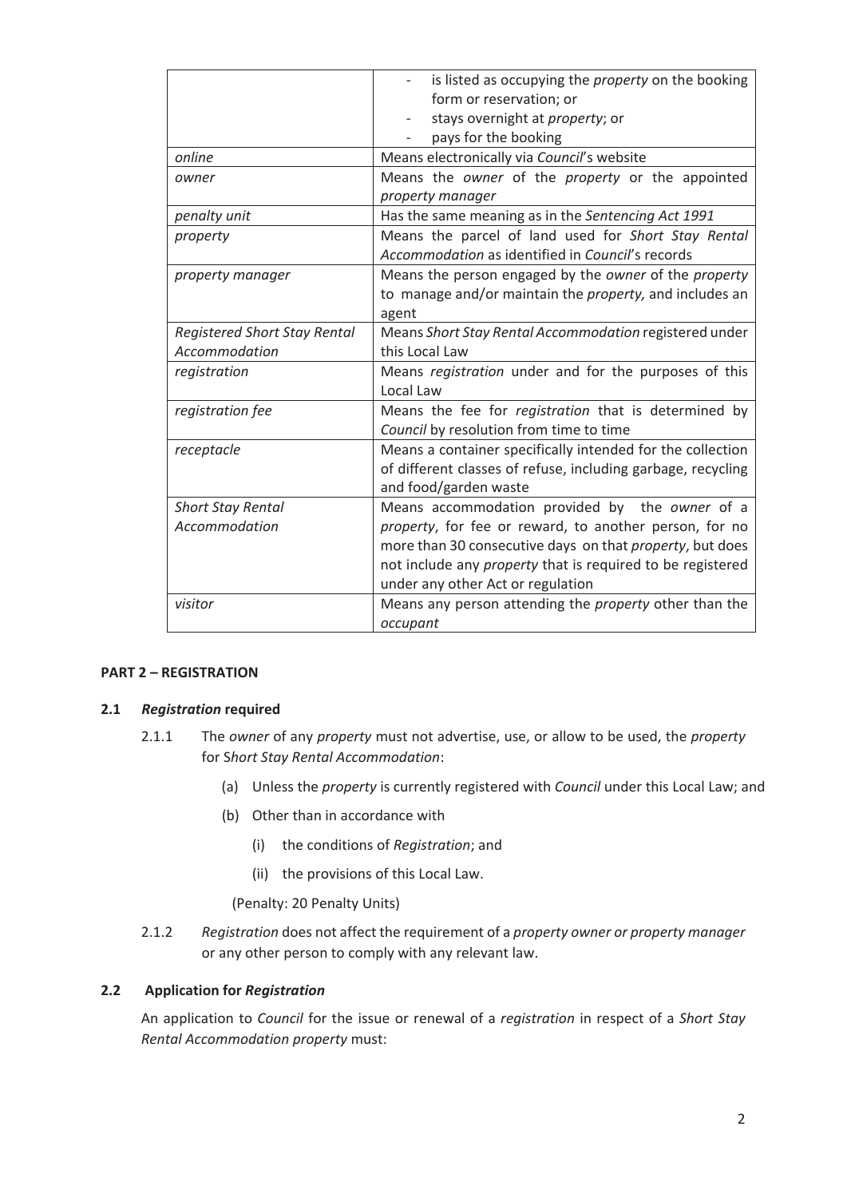| | |
|---|---|
| | - is listed as occupying the *property* on the booking form or reservation; or<br>- stays overnight at *property*; or<br>- pays for the booking |
| *online* | Means electronically via *Council*'s website |
| *owner* | Means the *owner* of the *property* or the appointed *property manager* |
| *penalty unit* | Has the same meaning as in the *Sentencing Act 1991* |
| *property* | Means the parcel of land used for *Short Stay Rental Accommodation* as identified in *Council*'s records |
| *property manager* | Means the person engaged by the *owner* of the *property* to manage and/or maintain the *property,* and includes an agent |
| *Registered Short Stay Rental Accommodation* | Means *Short Stay Rental Accommodation* registered under this Local Law |
| *registration* | Means *registration* under and for the purposes of this Local Law |
| *registration fee* | Means the fee for *registration* that is determined by *Council* by resolution from time to time |
| *receptacle* | Means a container specifically intended for the collection of different classes of refuse, including garbage, recycling and food/garden waste |
| *Short Stay Rental Accommodation* | Means accommodation provided by the *owner* of a *property*, for fee or reward, to another person, for no more than 30 consecutive days on that *property*, but does not include any *property* that is required to be registered under any other Act or regulation |
| *visitor* | Means any person attending the *property* other than the *occupant* |

## PART 2 – REGISTRATION

### 2.1 *Registration* required

2.1.1 The *owner* of any *property* must not advertise, use, or allow to be used, the *property* for S*hort Stay Rental Accommodation*:

(a) Unless the *property* is currently registered with *Council* under this Local Law; and

(b) Other than in accordance with

(i) the conditions of *Registration*; and

(ii) the provisions of this Local Law.

(Penalty: 20 Penalty Units)

2.1.2 *Registration* does not affect the requirement of a *property owner or property manager* or any other person to comply with any relevant law.

### 2.2 Application for *Registration*

An application to *Council* for the issue or renewal of a *registration* in respect of a *Short Stay Rental Accommodation property* must: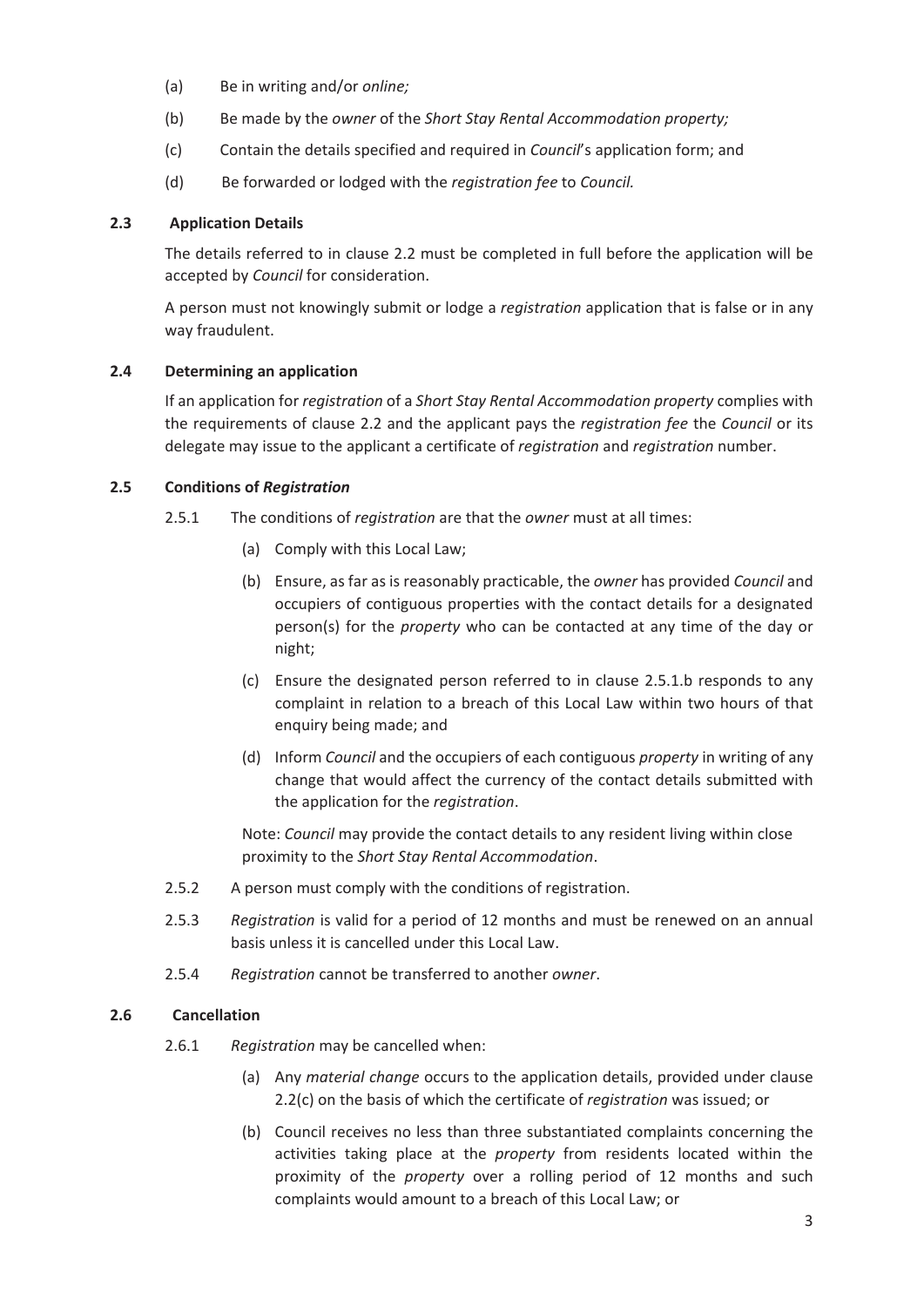(a) Be in writing and/or *online;*

(b) Be made by the *owner* of the *Short Stay Rental Accommodation property;*

(c) Contain the details specified and required in *Council*'s application form; and

(d) Be forwarded or lodged with the *registration fee* to *Council.*

### 2.3 Application Details

The details referred to in clause 2.2 must be completed in full before the application will be accepted by *Council* for consideration.

A person must not knowingly submit or lodge a *registration* application that is false or in any way fraudulent.

### 2.4 Determining an application

If an application for *registration* of a *Short Stay Rental Accommodation property* complies with the requirements of clause 2.2 and the applicant pays the *registration fee* the *Council* or its delegate may issue to the applicant a certificate of *registration* and *registration* number.

### 2.5 Conditions of *Registration*

2.5.1 The conditions of *registration* are that the *owner* must at all times:

(a) Comply with this Local Law;

(b) Ensure, as far as is reasonably practicable, the *owner* has provided *Council* and occupiers of contiguous properties with the contact details for a designated person(s) for the *property* who can be contacted at any time of the day or night;

(c) Ensure the designated person referred to in clause 2.5.1.b responds to any complaint in relation to a breach of this Local Law within two hours of that enquiry being made; and

(d) Inform *Council* and the occupiers of each contiguous *property* in writing of any change that would affect the currency of the contact details submitted with the application for the *registration*.

Note: *Council* may provide the contact details to any resident living within close proximity to the *Short Stay Rental Accommodation*.

2.5.2 A person must comply with the conditions of registration.

2.5.3 *Registration* is valid for a period of 12 months and must be renewed on an annual basis unless it is cancelled under this Local Law.

2.5.4 *Registration* cannot be transferred to another *owner*.

### 2.6 Cancellation

2.6.1 *Registration* may be cancelled when:

(a) Any *material change* occurs to the application details, provided under clause 2.2(c) on the basis of which the certificate of *registration* was issued; or

(b) Council receives no less than three substantiated complaints concerning the activities taking place at the *property* from residents located within the proximity of the *property* over a rolling period of 12 months and such complaints would amount to a breach of this Local Law; or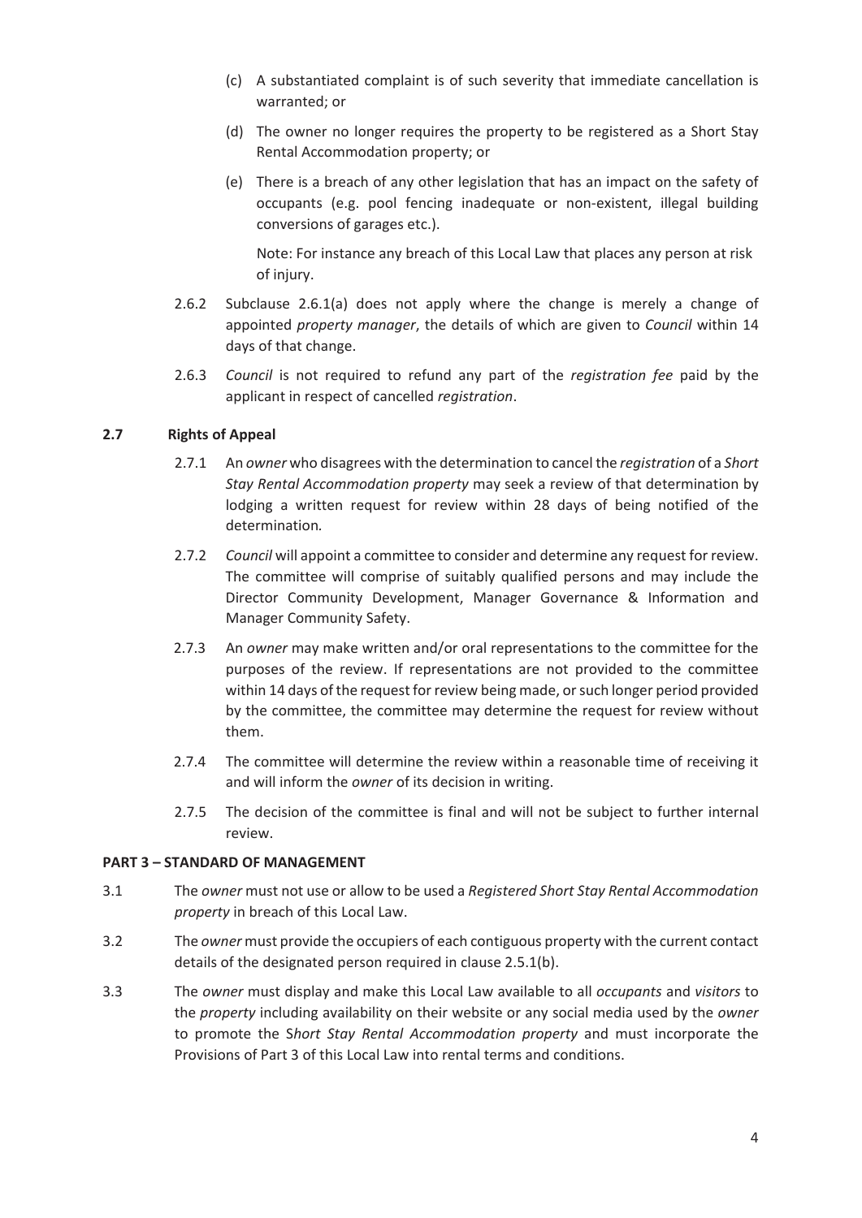(c) A substantiated complaint is of such severity that immediate cancellation is warranted; or

(d) The owner no longer requires the property to be registered as a Short Stay Rental Accommodation property; or

(e) There is a breach of any other legislation that has an impact on the safety of occupants (e.g. pool fencing inadequate or non-existent, illegal building conversions of garages etc.).

Note: For instance any breach of this Local Law that places any person at risk of injury.

2.6.2 Subclause 2.6.1(a) does not apply where the change is merely a change of appointed *property manager*, the details of which are given to *Council* within 14 days of that change.

2.6.3 *Council* is not required to refund any part of the *registration fee* paid by the applicant in respect of cancelled *registration*.

### 2.7 Rights of Appeal

2.7.1 An *owner* who disagrees with the determination to cancel the *registration* of a *Short Stay Rental Accommodation property* may seek a review of that determination by lodging a written request for review within 28 days of being notified of the determination.

2.7.2 *Council* will appoint a committee to consider and determine any request for review. The committee will comprise of suitably qualified persons and may include the Director Community Development, Manager Governance & Information and Manager Community Safety.

2.7.3 An *owner* may make written and/or oral representations to the committee for the purposes of the review. If representations are not provided to the committee within 14 days of the request for review being made, or such longer period provided by the committee, the committee may determine the request for review without them.

2.7.4 The committee will determine the review within a reasonable time of receiving it and will inform the *owner* of its decision in writing.

2.7.5 The decision of the committee is final and will not be subject to further internal review.

## PART 3 – STANDARD OF MANAGEMENT

3.1 The *owner* must not use or allow to be used a *Registered Short Stay Rental Accommodation property* in breach of this Local Law.

3.2 The *owner* must provide the occupiers of each contiguous property with the current contact details of the designated person required in clause 2.5.1(b).

3.3 The *owner* must display and make this Local Law available to all *occupants* and *visitors* to the *property* including availability on their website or any social media used by the *owner* to promote the S*hort Stay Rental Accommodation property* and must incorporate the Provisions of Part 3 of this Local Law into rental terms and conditions.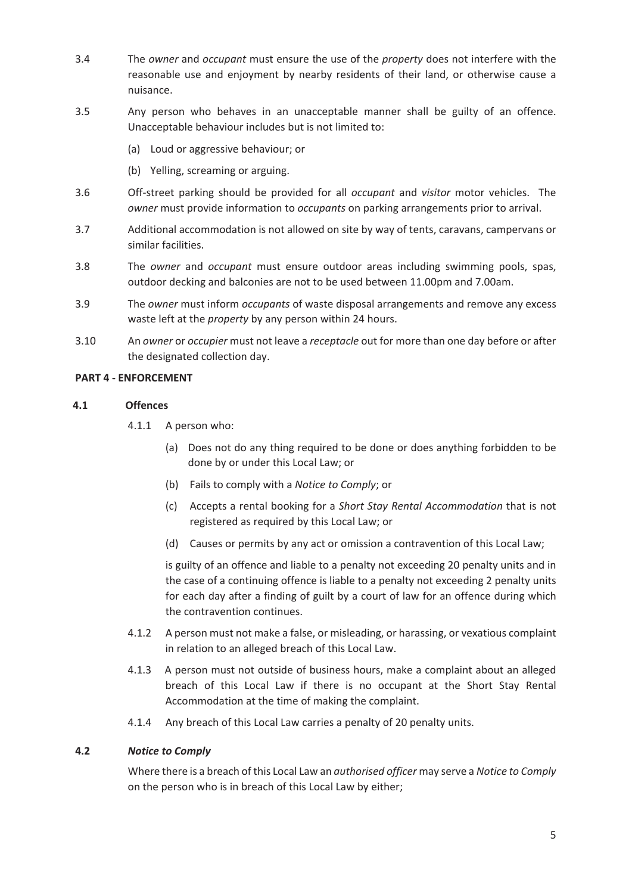3.4 The *owner* and *occupant* must ensure the use of the *property* does not interfere with the reasonable use and enjoyment by nearby residents of their land, or otherwise cause a nuisance.

3.5 Any person who behaves in an unacceptable manner shall be guilty of an offence. Unacceptable behaviour includes but is not limited to:

(a) Loud or aggressive behaviour; or

(b) Yelling, screaming or arguing.

3.6 Off-street parking should be provided for all *occupant* and *visitor* motor vehicles. The *owner* must provide information to *occupants* on parking arrangements prior to arrival.

3.7 Additional accommodation is not allowed on site by way of tents, caravans, campervans or similar facilities.

3.8 The *owner* and *occupant* must ensure outdoor areas including swimming pools, spas, outdoor decking and balconies are not to be used between 11.00pm and 7.00am.

3.9 The *owner* must inform *occupants* of waste disposal arrangements and remove any excess waste left at the *property* by any person within 24 hours.

3.10 An *owner* or *occupier* must not leave a *receptacle* out for more than one day before or after the designated collection day.

## PART 4 - ENFORCEMENT

### 4.1 Offences

4.1.1 A person who:

(a) Does not do any thing required to be done or does anything forbidden to be done by or under this Local Law; or

(b) Fails to comply with a *Notice to Comply*; or

(c) Accepts a rental booking for a *Short Stay Rental Accommodation* that is not registered as required by this Local Law; or

(d) Causes or permits by any act or omission a contravention of this Local Law;

is guilty of an offence and liable to a penalty not exceeding 20 penalty units and in the case of a continuing offence is liable to a penalty not exceeding 2 penalty units for each day after a finding of guilt by a court of law for an offence during which the contravention continues.

4.1.2 A person must not make a false, or misleading, or harassing, or vexatious complaint in relation to an alleged breach of this Local Law.

4.1.3 A person must not outside of business hours, make a complaint about an alleged breach of this Local Law if there is no occupant at the Short Stay Rental Accommodation at the time of making the complaint.

4.1.4 Any breach of this Local Law carries a penalty of 20 penalty units.

### 4.2 *Notice to Comply*

Where there is a breach of this Local Law an *authorised officer* may serve a *Notice to Comply* on the person who is in breach of this Local Law by either;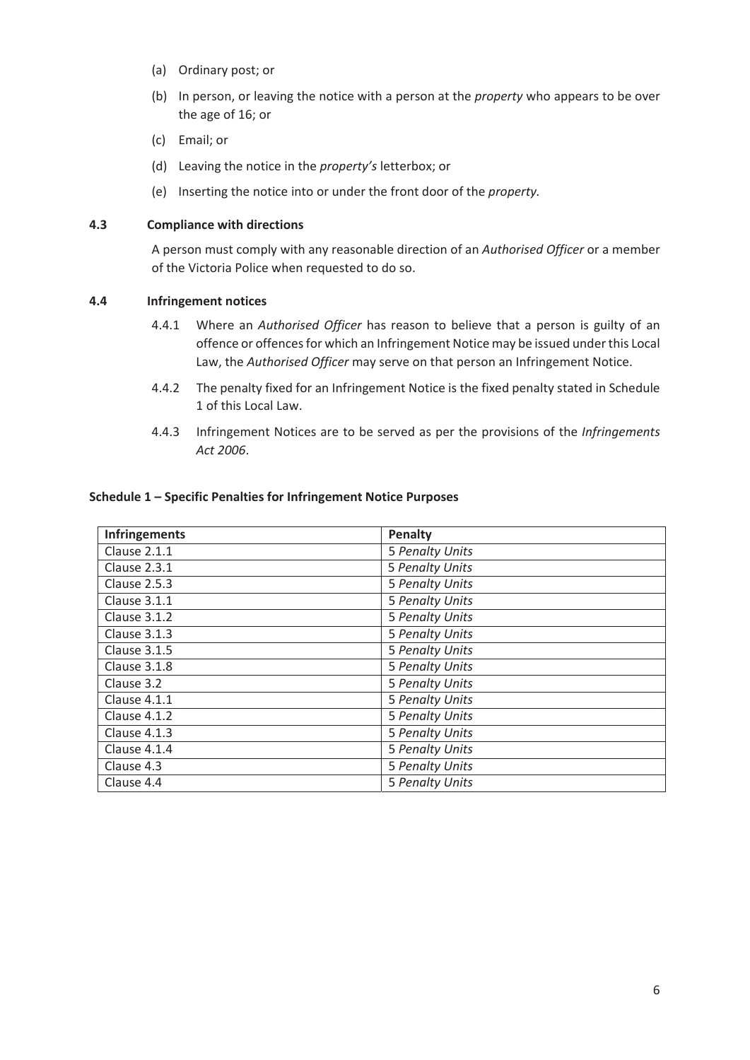(a) Ordinary post; or

(b) In person, or leaving the notice with a person at the *property* who appears to be over the age of 16; or

(c) Email; or

(d) Leaving the notice in the *property's* letterbox; or

(e) Inserting the notice into or under the front door of the *property.*

### 4.3 Compliance with directions

A person must comply with any reasonable direction of an *Authorised Officer* or a member of the Victoria Police when requested to do so.

### 4.4 Infringement notices

4.4.1 Where an *Authorised Officer* has reason to believe that a person is guilty of an offence or offences for which an Infringement Notice may be issued under this Local Law, the *Authorised Officer* may serve on that person an Infringement Notice.

4.4.2 The penalty fixed for an Infringement Notice is the fixed penalty stated in Schedule 1 of this Local Law.

4.4.3 Infringement Notices are to be served as per the provisions of the *Infringements Act 2006*.

**Schedule 1 – Specific Penalties for Infringement Notice Purposes**

| Infringements | Penalty |
|---|---|
| Clause 2.1.1 | 5 *Penalty Units* |
| Clause 2.3.1 | 5 *Penalty Units* |
| Clause 2.5.3 | 5 *Penalty Units* |
| Clause 3.1.1 | 5 *Penalty Units* |
| Clause 3.1.2 | 5 *Penalty Units* |
| Clause 3.1.3 | 5 *Penalty Units* |
| Clause 3.1.5 | 5 *Penalty Units* |
| Clause 3.1.8 | 5 *Penalty Units* |
| Clause 3.2 | 5 *Penalty Units* |
| Clause 4.1.1 | 5 *Penalty Units* |
| Clause 4.1.2 | 5 *Penalty Units* |
| Clause 4.1.3 | 5 *Penalty Units* |
| Clause 4.1.4 | 5 *Penalty Units* |
| Clause 4.3 | 5 *Penalty Units* |
| Clause 4.4 | 5 *Penalty Units* |